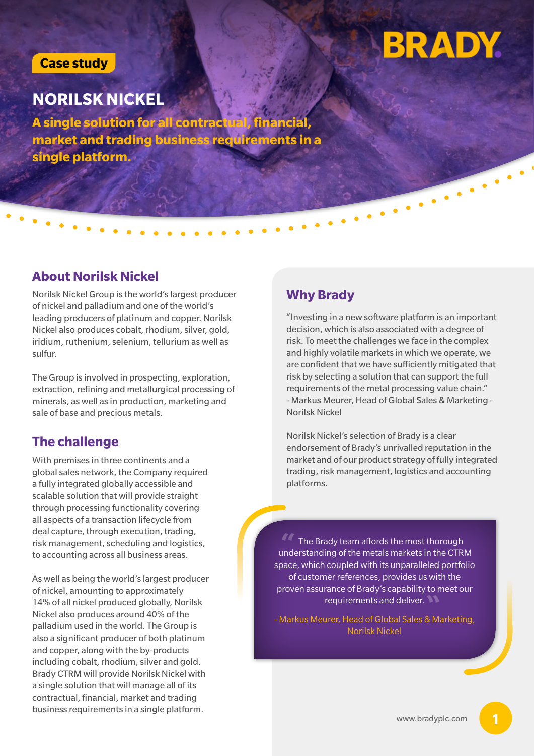Case study

BRADY

# NORILSK NICKEL

**A single solution for all contractual, financial, market and trading business requirements in a single platform.**

## About Norilsk Nickel

Norilsk Nickel Group is the world's largest producer of nickel and palladium and one of the world's leading producers of platinum and copper. Norilsk Nickel also produces cobalt, rhodium, silver, gold, iridium, ruthenium, selenium, tellurium as well as sulfur.

The Group is involved in prospecting, exploration, extraction, refining and metallurgical processing of minerals, as well as in production, marketing and sale of base and precious metals.

## The challenge

With premises in three continents and a global sales network, the Company required a fully integrated globally accessible and scalable solution that will provide straight through processing functionality covering all aspects of a transaction lifecycle from deal capture, through execution, trading, risk management, scheduling and logistics, to accounting across all business areas.

As well as being the world's largest producer of nickel, amounting to approximately 14% of all nickel produced globally, Norilsk Nickel also produces around 40% of the palladium used in the world. The Group is also a significant producer of both platinum and copper, along with the by-products including cobalt, rhodium, silver and gold. Brady CTRM will provide Norilsk Nickel with a single solution that will manage all of its contractual, financial, market and trading business requirements in a single platform.

## Why Brady

"Investing in a new software platform is an important decision, which is also associated with a degree of risk. To meet the challenges we face in the complex and highly volatile markets in which we operate, we are confident that we have sufficiently mitigated that risk by selecting a solution that can support the full requirements of the metal processing value chain."
- Markus Meurer, Head of Global Sales & Marketing - Norilsk Nickel

Norilsk Nickel's selection of Brady is a clear endorsement of Brady's unrivalled reputation in the market and of our product strategy of fully integrated trading, risk management, logistics and accounting platforms.

> "The Brady team affords the most thorough understanding of the metals markets in the CTRM space, which coupled with its unparalleled portfolio of customer references, provides us with the proven assurance of Brady's capability to meet our requirements and deliver."
>
> - Markus Meurer, Head of Global Sales & Marketing, Norilsk Nickel

www.bradyplc.com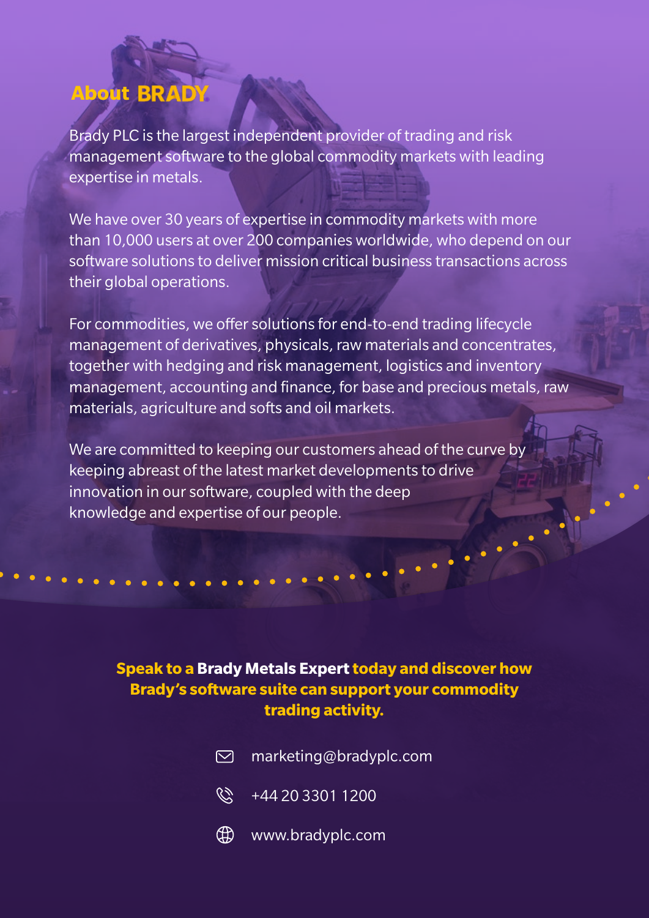## About BRADY

Brady PLC is the largest independent provider of trading and risk management software to the global commodity markets with leading expertise in metals.

We have over 30 years of expertise in commodity markets with more than 10,000 users at over 200 companies worldwide, who depend on our software solutions to deliver mission critical business transactions across their global operations.

For commodities, we offer solutions for end-to-end trading lifecycle management of derivatives, physicals, raw materials and concentrates, together with hedging and risk management, logistics and inventory management, accounting and finance, for base and precious metals, raw materials, agriculture and softs and oil markets.

We are committed to keeping our customers ahead of the curve by keeping abreast of the latest market developments to drive innovation in our software, coupled with the deep knowledge and expertise of our people.

**Speak to a Brady Metals Expert today and discover how Brady's software suite can support your commodity trading activity.**

marketing@bradyplc.com

+44 20 3301 1200

www.bradyplc.com